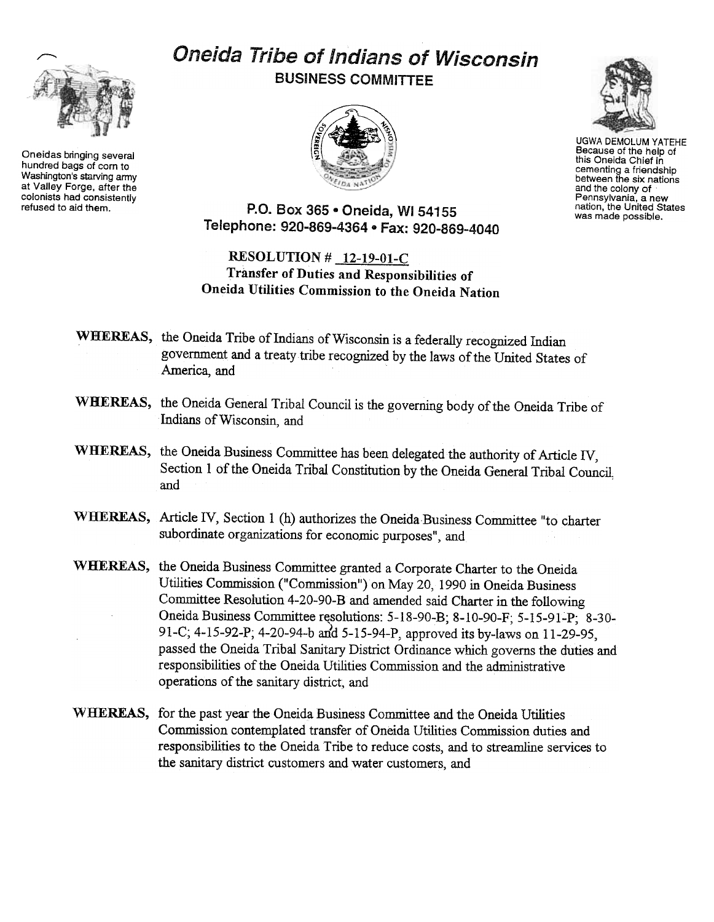# Oneida Tribe of Indians of Wisconsin

## BUSINESS COMMITTEE

Oneidas bringing several hundred bags of corn to Washington's starving army at Valley Forge, after the colonists had consistently refused to aid them.

UGWA DEMOLUM YATEHE Because of the help of this Oneida Chief in cementing a friendship between the six nations and the colony of Pennsylvania, a new nation, the United States was made possible.

P.O. Box 365 • Oneida, WI 54155
Telephone: 920-869-4364 • Fax: 920-869-4040

### RESOLUTION # 12-19-01-C
### Transfer of Duties and Responsibilities of Oneida Utilities Commission to the Oneida Nation

**WHEREAS,** the Oneida Tribe of Indians of Wisconsin is a federally recognized Indian government and a treaty tribe recognized by the laws of the United States of America, and

**WHEREAS,** the Oneida General Tribal Council is the governing body of the Oneida Tribe of Indians of Wisconsin, and

**WHEREAS,** the Oneida Business Committee has been delegated the authority of Article IV, Section 1 of the Oneida Tribal Constitution by the Oneida General Tribal Council, and

**WHEREAS,** Article IV, Section 1 (h) authorizes the Oneida Business Committee "to charter subordinate organizations for economic purposes", and

**WHEREAS,** the Oneida Business Committee granted a Corporate Charter to the Oneida Utilities Commission ("Commission") on May 20, 1990 in Oneida Business Committee Resolution 4-20-90-B and amended said Charter in the following Oneida Business Committee resolutions: 5-18-90-B; 8-10-90-F; 5-15-91-P; 8-30-91-C; 4-15-92-P; 4-20-94-b and 5-15-94-P, approved its by-laws on 11-29-95, passed the Oneida Tribal Sanitary District Ordinance which governs the duties and responsibilities of the Oneida Utilities Commission and the administrative operations of the sanitary district, and

**WHEREAS,** for the past year the Oneida Business Committee and the Oneida Utilities Commission contemplated transfer of Oneida Utilities Commission duties and responsibilities to the Oneida Tribe to reduce costs, and to streamline services to the sanitary district customers and water customers, and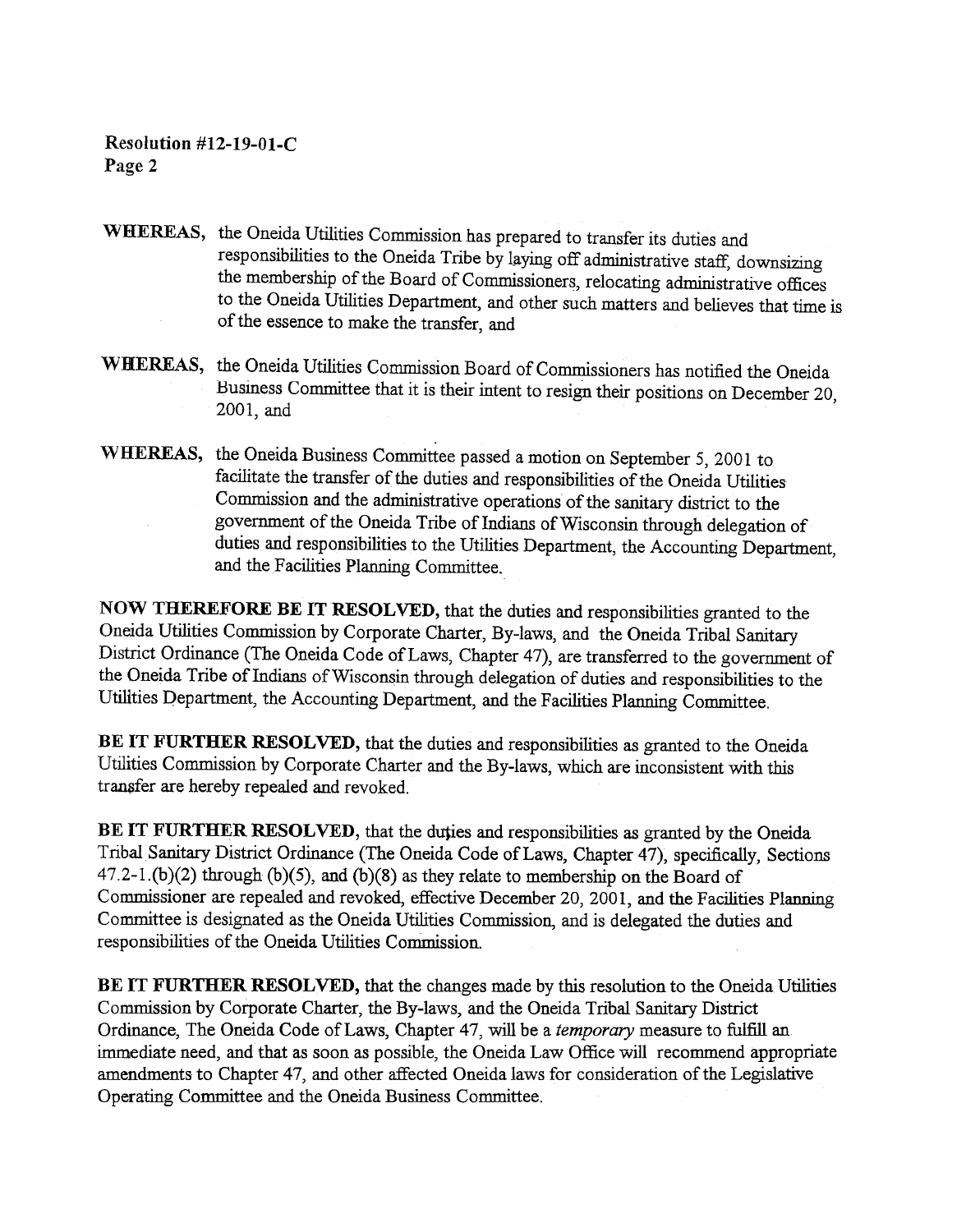**Resolution #12-19-01-C**
**Page 2**

**WHEREAS,** the Oneida Utilities Commission has prepared to transfer its duties and responsibilities to the Oneida Tribe by laying off administrative staff, downsizing the membership of the Board of Commissioners, relocating administrative offices to the Oneida Utilities Department, and other such matters and believes that time is of the essence to make the transfer, and

**WHEREAS,** the Oneida Utilities Commission Board of Commissioners has notified the Oneida Business Committee that it is their intent to resign their positions on December 20, 2001, and

**WHEREAS,** the Oneida Business Committee passed a motion on September 5, 2001 to facilitate the transfer of the duties and responsibilities of the Oneida Utilities Commission and the administrative operations of the sanitary district to the government of the Oneida Tribe of Indians of Wisconsin through delegation of duties and responsibilities to the Utilities Department, the Accounting Department, and the Facilities Planning Committee.

**NOW THEREFORE BE IT RESOLVED,** that the duties and responsibilities granted to the Oneida Utilities Commission by Corporate Charter, By-laws, and the Oneida Tribal Sanitary District Ordinance (The Oneida Code of Laws, Chapter 47), are transferred to the government of the Oneida Tribe of Indians of Wisconsin through delegation of duties and responsibilities to the Utilities Department, the Accounting Department, and the Facilities Planning Committee.

**BE IT FURTHER RESOLVED,** that the duties and responsibilities as granted to the Oneida Utilities Commission by Corporate Charter and the By-laws, which are inconsistent with this transfer are hereby repealed and revoked.

**BE IT FURTHER RESOLVED,** that the duties and responsibilities as granted by the Oneida Tribal Sanitary District Ordinance (The Oneida Code of Laws, Chapter 47), specifically, Sections 47.2-1.(b)(2) through (b)(5), and (b)(8) as they relate to membership on the Board of Commissioner are repealed and revoked, effective December 20, 2001, and the Facilities Planning Committee is designated as the Oneida Utilities Commission, and is delegated the duties and responsibilities of the Oneida Utilities Commission.

**BE IT FURTHER RESOLVED,** that the changes made by this resolution to the Oneida Utilities Commission by Corporate Charter, the By-laws, and the Oneida Tribal Sanitary District Ordinance, The Oneida Code of Laws, Chapter 47, will be a *temporary* measure to fulfill an immediate need, and that as soon as possible, the Oneida Law Office will recommend appropriate amendments to Chapter 47, and other affected Oneida laws for consideration of the Legislative Operating Committee and the Oneida Business Committee.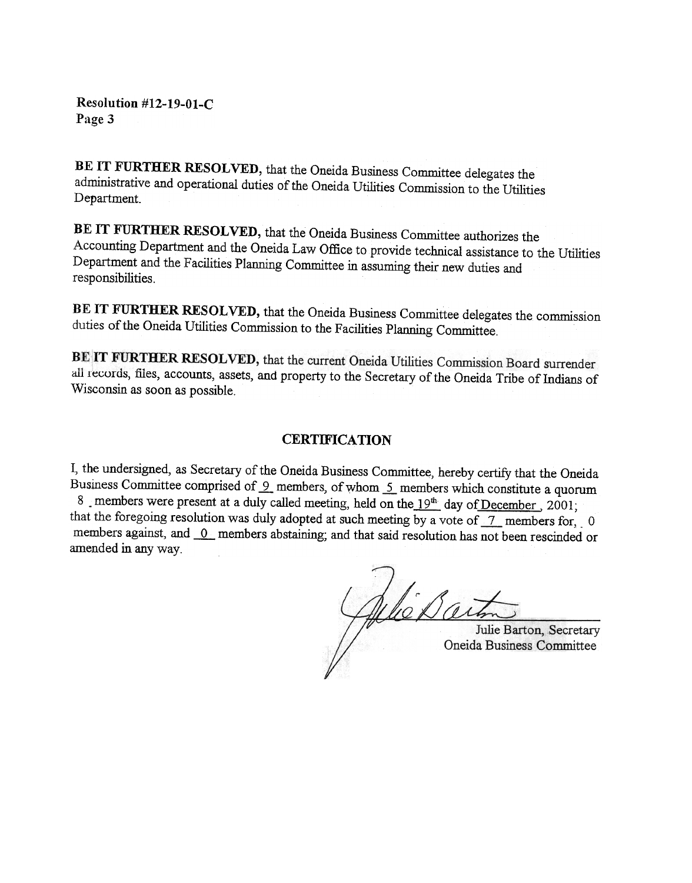Resolution #12-19-01-C
Page 3

**BE IT FURTHER RESOLVED,** that the Oneida Business Committee delegates the administrative and operational duties of the Oneida Utilities Commission to the Utilities Department.

**BE IT FURTHER RESOLVED,** that the Oneida Business Committee authorizes the Accounting Department and the Oneida Law Office to provide technical assistance to the Utilities Department and the Facilities Planning Committee in assuming their new duties and responsibilities.

**BE IT FURTHER RESOLVED,** that the Oneida Business Committee delegates the commission duties of the Oneida Utilities Commission to the Facilities Planning Committee.

**BE IT FURTHER RESOLVED,** that the current Oneida Utilities Commission Board surrender all records, files, accounts, assets, and property to the Secretary of the Oneida Tribe of Indians of Wisconsin as soon as possible.

## CERTIFICATION

I, the undersigned, as Secretary of the Oneida Business Committee, hereby certify that the Oneida Business Committee comprised of 9 members, of whom 5 members which constitute a quorum 8 members were present at a duly called meeting, held on the 19th day of December, 2001; that the foregoing resolution was duly adopted at such meeting by a vote of 7 members for, 0 members against, and 0 members abstaining; and that said resolution has not been rescinded or amended in any way.

Julie Barton, Secretary
Oneida Business Committee